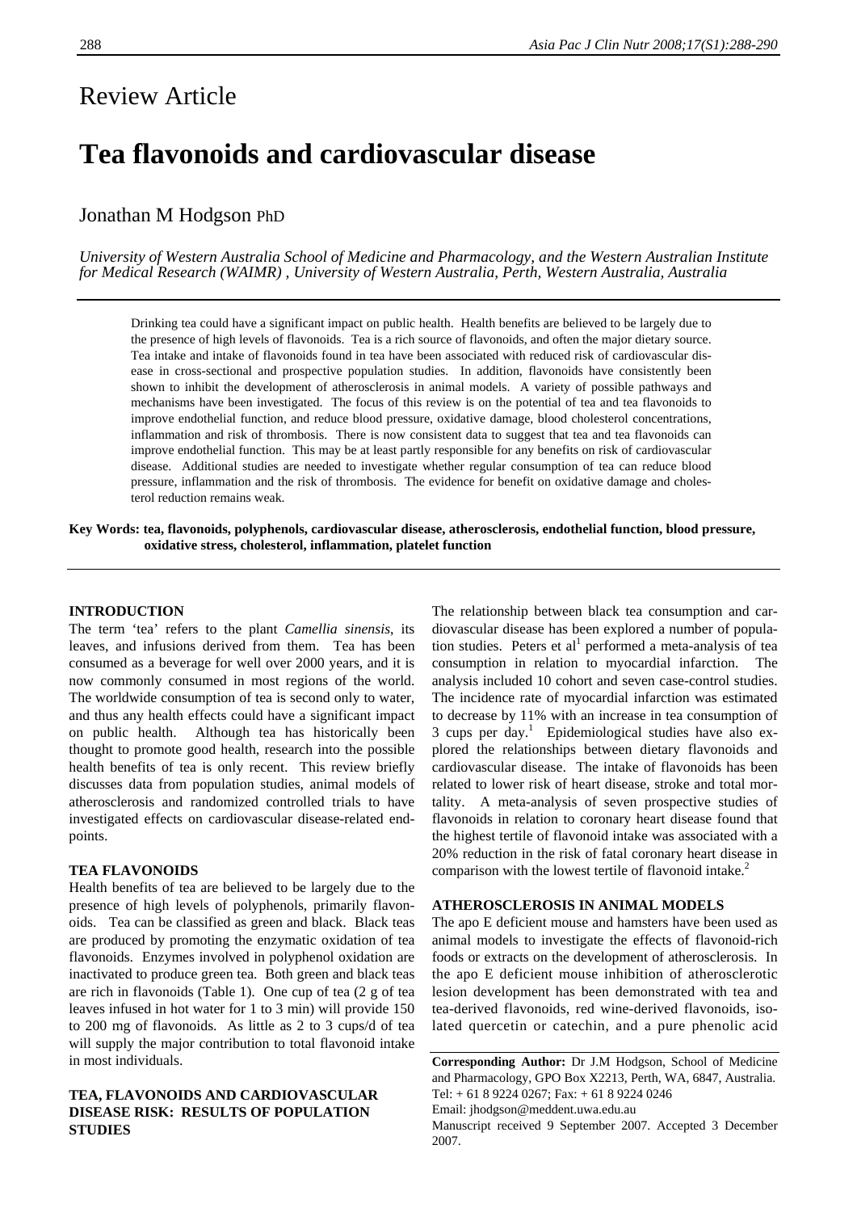# Review Article

# Tea flavonoids and cardiovascular disease

Jonathan M Hodgson PhD

*University of Western Australia School of Medicine and Pharmacology, and the Western Australian Institute for Medical Research (WAIMR) , University of Western Australia, Perth, Western Australia, Australia*

Drinking tea could have a significant impact on public health. Health benefits are believed to be largely due to the presence of high levels of flavonoids. Tea is a rich source of flavonoids, and often the major dietary source. Tea intake and intake of flavonoids found in tea have been associated with reduced risk of cardiovascular disease in cross-sectional and prospective population studies. In addition, flavonoids have consistently been shown to inhibit the development of atherosclerosis in animal models. A variety of possible pathways and mechanisms have been investigated. The focus of this review is on the potential of tea and tea flavonoids to improve endothelial function, and reduce blood pressure, oxidative damage, blood cholesterol concentrations, inflammation and risk of thrombosis. There is now consistent data to suggest that tea and tea flavonoids can improve endothelial function. This may be at least partly responsible for any benefits on risk of cardiovascular disease. Additional studies are needed to investigate whether regular consumption of tea can reduce blood pressure, inflammation and the risk of thrombosis. The evidence for benefit on oxidative damage and cholesterol reduction remains weak.

**Key Words: tea, flavonoids, polyphenols, cardiovascular disease, atherosclerosis, endothelial function, blood pressure, oxidative stress, cholesterol, inflammation, platelet function**

## INTRODUCTION

The term 'tea' refers to the plant *Camellia sinensis*, its leaves, and infusions derived from them. Tea has been consumed as a beverage for well over 2000 years, and it is now commonly consumed in most regions of the world. The worldwide consumption of tea is second only to water, and thus any health effects could have a significant impact on public health. Although tea has historically been thought to promote good health, research into the possible health benefits of tea is only recent. This review briefly discusses data from population studies, animal models of atherosclerosis and randomized controlled trials to have investigated effects on cardiovascular disease-related endpoints.

## TEA FLAVONOIDS

Health benefits of tea are believed to be largely due to the presence of high levels of polyphenols, primarily flavonoids. Tea can be classified as green and black. Black teas are produced by promoting the enzymatic oxidation of tea flavonoids. Enzymes involved in polyphenol oxidation are inactivated to produce green tea. Both green and black teas are rich in flavonoids (Table 1). One cup of tea (2 g of tea leaves infused in hot water for 1 to 3 min) will provide 150 to 200 mg of flavonoids. As little as 2 to 3 cups/d of tea will supply the major contribution to total flavonoid intake in most individuals.

## TEA, FLAVONOIDS AND CARDIOVASCULAR DISEASE RISK: RESULTS OF POPULATION STUDIES

The relationship between black tea consumption and cardiovascular disease has been explored a number of population studies. Peters et al[1] performed a meta-analysis of tea consumption in relation to myocardial infarction. The analysis included 10 cohort and seven case-control studies. The incidence rate of myocardial infarction was estimated to decrease by 11% with an increase in tea consumption of 3 cups per day.[1] Epidemiological studies have also explored the relationships between dietary flavonoids and cardiovascular disease. The intake of flavonoids has been related to lower risk of heart disease, stroke and total mortality. A meta-analysis of seven prospective studies of flavonoids in relation to coronary heart disease found that the highest tertile of flavonoid intake was associated with a 20% reduction in the risk of fatal coronary heart disease in comparison with the lowest tertile of flavonoid intake.[2]

## ATHEROSCLEROSIS IN ANIMAL MODELS

The apo E deficient mouse and hamsters have been used as animal models to investigate the effects of flavonoid-rich foods or extracts on the development of atherosclerosis. In the apo E deficient mouse inhibition of atherosclerotic lesion development has been demonstrated with tea and tea-derived flavonoids, red wine-derived flavonoids, isolated quercetin or catechin, and a pure phenolic acid

**Corresponding Author:** Dr J.M Hodgson, School of Medicine and Pharmacology, GPO Box X2213, Perth, WA, 6847, Australia.
Tel: + 61 8 9224 0267; Fax: + 61 8 9224 0246
Email: jhodgson@meddent.uwa.edu.au
Manuscript received 9 September 2007. Accepted 3 December 2007.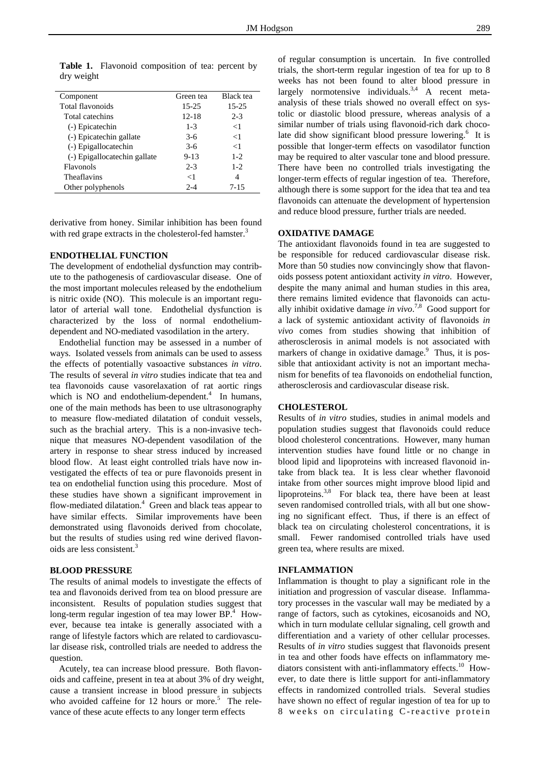**Table 1.** Flavonoid composition of tea: percent by dry weight

| Component | Green tea | Black tea |
|---|---|---|
| Total flavonoids | 15-25 | 15-25 |
| Total catechins | 12-18 | 2-3 |
| (-) Epicatechin | 1-3 | <1 |
| (-) Epicatechin gallate | 3-6 | <1 |
| (-) Epigallocatechin | 3-6 | <1 |
| (-) Epigallocatechin gallate | 9-13 | 1-2 |
| Flavonols | 2-3 | 1-2 |
| Theaflavins | <1 | 4 |
| Other polyphenols | 2-4 | 7-15 |

derivative from honey. Similar inhibition has been found with red grape extracts in the cholesterol-fed hamster.[3]

## ENDOTHELIAL FUNCTION

The development of endothelial dysfunction may contribute to the pathogenesis of cardiovascular disease. One of the most important molecules released by the endothelium is nitric oxide (NO). This molecule is an important regulator of arterial wall tone. Endothelial dysfunction is characterized by the loss of normal endothelium-dependent and NO-mediated vasodilation in the artery.

Endothelial function may be assessed in a number of ways. Isolated vessels from animals can be used to assess the effects of potentially vasoactive substances *in vitro*. The results of several *in vitro* studies indicate that tea and tea flavonoids cause vasorelaxation of rat aortic rings which is NO and endothelium-dependent.[4] In humans, one of the main methods has been to use ultrasonography to measure flow-mediated dilatation of conduit vessels, such as the brachial artery. This is a non-invasive technique that measures NO-dependent vasodilation of the artery in response to shear stress induced by increased blood flow. At least eight controlled trials have now investigated the effects of tea or pure flavonoids present in tea on endothelial function using this procedure. Most of these studies have shown a significant improvement in flow-mediated dilatation.[4] Green and black teas appear to have similar effects. Similar improvements have been demonstrated using flavonoids derived from chocolate, but the results of studies using red wine derived flavonoids are less consistent.[3]

## BLOOD PRESSURE

The results of animal models to investigate the effects of tea and flavonoids derived from tea on blood pressure are inconsistent. Results of population studies suggest that long-term regular ingestion of tea may lower BP.[4] However, because tea intake is generally associated with a range of lifestyle factors which are related to cardiovascular disease risk, controlled trials are needed to address the question.

Acutely, tea can increase blood pressure. Both flavonoids and caffeine, present in tea at about 3% of dry weight, cause a transient increase in blood pressure in subjects who avoided caffeine for 12 hours or more.[5] The relevance of these acute effects to any longer term effects of regular consumption is uncertain. In five controlled trials, the short-term regular ingestion of tea for up to 8 weeks has not been found to alter blood pressure in largely normotensive individuals.[3,4] A recent meta-analysis of these trials showed no overall effect on systolic or diastolic blood pressure, whereas analysis of a similar number of trials using flavonoid-rich dark chocolate did show significant blood pressure lowering.[6] It is possible that longer-term effects on vasodilator function may be required to alter vascular tone and blood pressure. There have been no controlled trials investigating the longer-term effects of regular ingestion of tea. Therefore, although there is some support for the idea that tea and tea flavonoids can attenuate the development of hypertension and reduce blood pressure, further trials are needed.

## OXIDATIVE DAMAGE

The antioxidant flavonoids found in tea are suggested to be responsible for reduced cardiovascular disease risk. More than 50 studies now convincingly show that flavonoids possess potent antioxidant activity *in vitro*. However, despite the many animal and human studies in this area, there remains limited evidence that flavonoids can actually inhibit oxidative damage *in vivo*.[7,8] Good support for a lack of systemic antioxidant activity of flavonoids *in vivo* comes from studies showing that inhibition of atherosclerosis in animal models is not associated with markers of change in oxidative damage.[9] Thus, it is possible that antioxidant activity is not an important mechanism for benefits of tea flavonoids on endothelial function, atherosclerosis and cardiovascular disease risk.

## CHOLESTEROL

Results of *in vitro* studies, studies in animal models and population studies suggest that flavonoids could reduce blood cholesterol concentrations. However, many human intervention studies have found little or no change in blood lipid and lipoproteins with increased flavonoid intake from black tea. It is less clear whether flavonoid intake from other sources might improve blood lipid and lipoproteins.[3,8] For black tea, there have been at least seven randomised controlled trials, with all but one showing no significant effect. Thus, if there is an effect of black tea on circulating cholesterol concentrations, it is small. Fewer randomised controlled trials have used green tea, where results are mixed.

## INFLAMMATION

Inflammation is thought to play a significant role in the initiation and progression of vascular disease. Inflammatory processes in the vascular wall may be mediated by a range of factors, such as cytokines, eicosanoids and NO, which in turn modulate cellular signaling, cell growth and differentiation and a variety of other cellular processes. Results of *in vitro* studies suggest that flavonoids present in tea and other foods have effects on inflammatory mediators consistent with anti-inflammatory effects.[10] However, to date there is little support for anti-inflammatory effects in randomized controlled trials. Several studies have shown no effect of regular ingestion of tea for up to 8 weeks on circulating C-reactive protein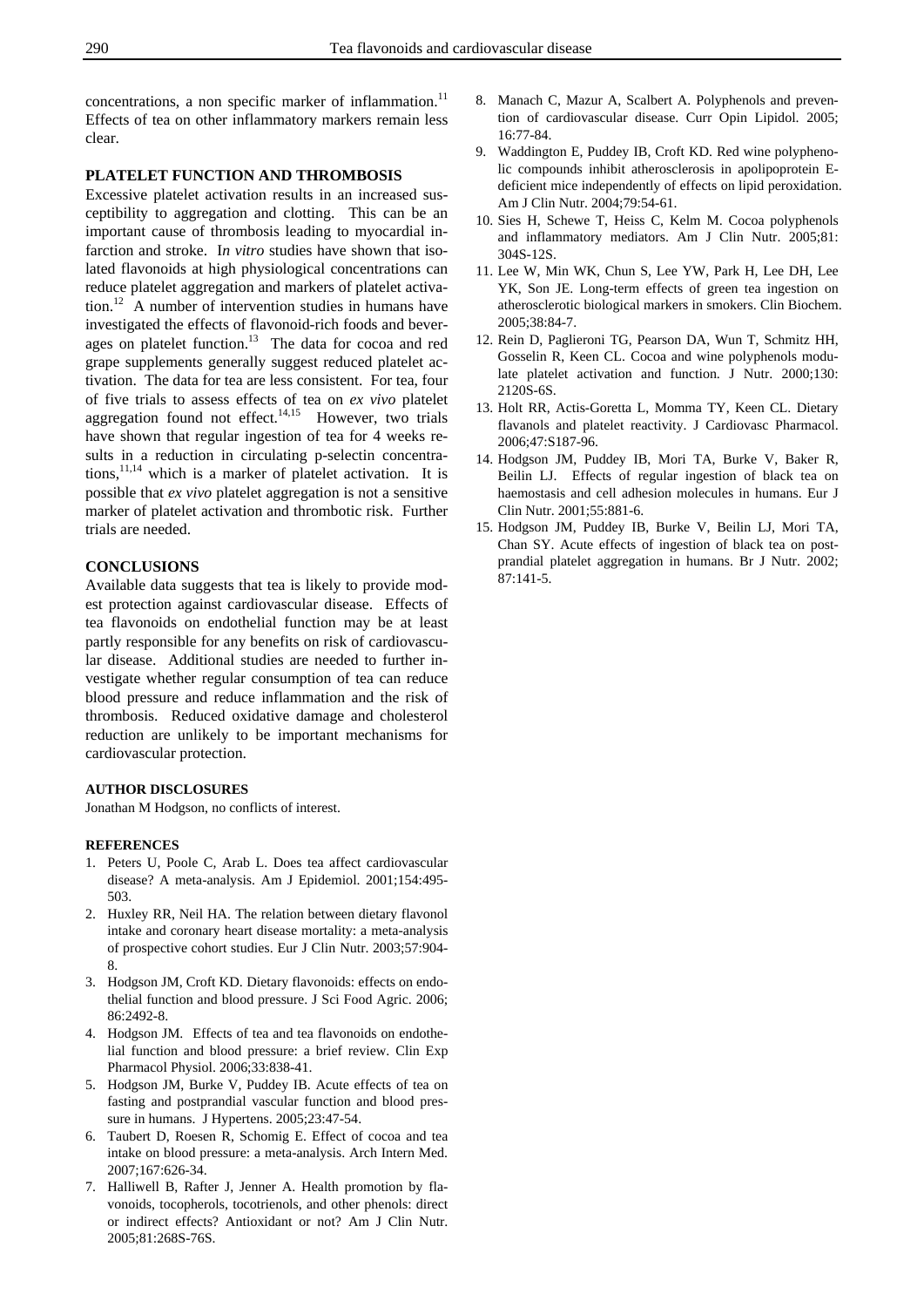concentrations, a non specific marker of inflammation.[11] Effects of tea on other inflammatory markers remain less clear.

## PLATELET FUNCTION AND THROMBOSIS

Excessive platelet activation results in an increased susceptibility to aggregation and clotting. This can be an important cause of thrombosis leading to myocardial infarction and stroke. *In vitro* studies have shown that isolated flavonoids at high physiological concentrations can reduce platelet aggregation and markers of platelet activation.[12] A number of intervention studies in humans have investigated the effects of flavonoid-rich foods and beverages on platelet function.[13] The data for cocoa and red grape supplements generally suggest reduced platelet activation. The data for tea are less consistent. For tea, four of five trials to assess effects of tea on *ex vivo* platelet aggregation found not effect.[14,15] However, two trials have shown that regular ingestion of tea for 4 weeks results in a reduction in circulating p-selectin concentrations,[11,14] which is a marker of platelet activation. It is possible that *ex vivo* platelet aggregation is not a sensitive marker of platelet activation and thrombotic risk. Further trials are needed.

## CONCLUSIONS

Available data suggests that tea is likely to provide modest protection against cardiovascular disease. Effects of tea flavonoids on endothelial function may be at least partly responsible for any benefits on risk of cardiovascular disease. Additional studies are needed to further investigate whether regular consumption of tea can reduce blood pressure and reduce inflammation and the risk of thrombosis. Reduced oxidative damage and cholesterol reduction are unlikely to be important mechanisms for cardiovascular protection.

### AUTHOR DISCLOSURES

Jonathan M Hodgson, no conflicts of interest.

### REFERENCES

1. Peters U, Poole C, Arab L. Does tea affect cardiovascular disease? A meta-analysis. Am J Epidemiol. 2001;154:495-503.
2. Huxley RR, Neil HA. The relation between dietary flavonol intake and coronary heart disease mortality: a meta-analysis of prospective cohort studies. Eur J Clin Nutr. 2003;57:904-8.
3. Hodgson JM, Croft KD. Dietary flavonoids: effects on endothelial function and blood pressure. J Sci Food Agric. 2006; 86:2492-8.
4. Hodgson JM. Effects of tea and tea flavonoids on endothelial function and blood pressure: a brief review. Clin Exp Pharmacol Physiol. 2006;33:838-41.
5. Hodgson JM, Burke V, Puddey IB. Acute effects of tea on fasting and postprandial vascular function and blood pressure in humans. J Hypertens. 2005;23:47-54.
6. Taubert D, Roesen R, Schomig E. Effect of cocoa and tea intake on blood pressure: a meta-analysis. Arch Intern Med. 2007;167:626-34.
7. Halliwell B, Rafter J, Jenner A. Health promotion by flavonoids, tocopherols, tocotrienols, and other phenols: direct or indirect effects? Antioxidant or not? Am J Clin Nutr. 2005;81:268S-76S.
8. Manach C, Mazur A, Scalbert A. Polyphenols and prevention of cardiovascular disease. Curr Opin Lipidol. 2005; 16:77-84.
9. Waddington E, Puddey IB, Croft KD. Red wine polyphenolic compounds inhibit atherosclerosis in apolipoprotein E-deficient mice independently of effects on lipid peroxidation. Am J Clin Nutr. 2004;79:54-61.
10. Sies H, Schewe T, Heiss C, Kelm M. Cocoa polyphenols and inflammatory mediators. Am J Clin Nutr. 2005;81: 304S-12S.
11. Lee W, Min WK, Chun S, Lee YW, Park H, Lee DH, Lee YK, Son JE. Long-term effects of green tea ingestion on atherosclerotic biological markers in smokers. Clin Biochem. 2005;38:84-7.
12. Rein D, Paglieroni TG, Pearson DA, Wun T, Schmitz HH, Gosselin R, Keen CL. Cocoa and wine polyphenols modulate platelet activation and function. J Nutr. 2000;130: 2120S-6S.
13. Holt RR, Actis-Goretta L, Momma TY, Keen CL. Dietary flavanols and platelet reactivity. J Cardiovasc Pharmacol. 2006;47:S187-96.
14. Hodgson JM, Puddey IB, Mori TA, Burke V, Baker R, Beilin LJ. Effects of regular ingestion of black tea on haemostasis and cell adhesion molecules in humans. Eur J Clin Nutr. 2001;55:881-6.
15. Hodgson JM, Puddey IB, Burke V, Beilin LJ, Mori TA, Chan SY. Acute effects of ingestion of black tea on postprandial platelet aggregation in humans. Br J Nutr. 2002; 87:141-5.